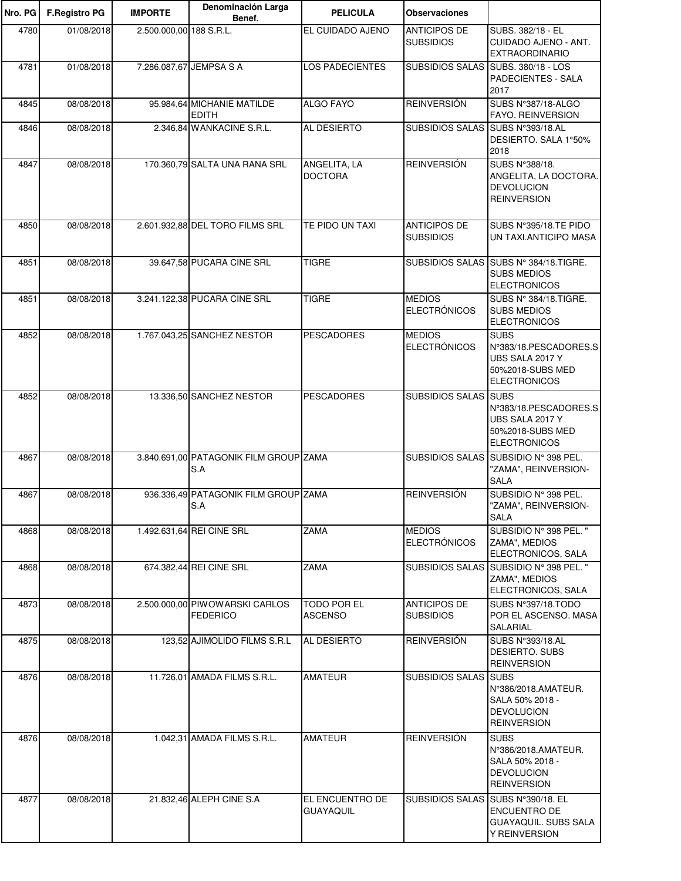| Nro. PG | F.Registro PG | IMPORTE | Denominación Larga Benef. | PELICULA | Observaciones | |
|---|---|---|---|---|---|---|
| 4780 | 01/08/2018 | 2.500.000,00 | 188 S.R.L. | EL CUIDADO AJENO | ANTICIPOS DE SUBSIDIOS | SUBS. 382/18 - EL CUIDADO AJENO - ANT. EXTRAORDINARIO |
| 4781 | 01/08/2018 | 7.286.087,67 | JEMPSA S A | LOS PADECIENTES | SUBSIDIOS SALAS | SUBS. 380/18 - LOS PADECIENTES - SALA 2017 |
| 4845 | 08/08/2018 | 95.984,64 | MICHANIE MATILDE EDITH | ALGO FAYO | REINVERSIÓN | SUBS N°387/18-ALGO FAYO. REINVERSION |
| 4846 | 08/08/2018 | 2.346,84 | WANKACINE S.R.L. | AL DESIERTO | SUBSIDIOS SALAS | SUBS N°393/18.AL DESIERTO. SALA 1°50% 2018 |
| 4847 | 08/08/2018 | 170.360,79 | SALTA UNA RANA SRL | ANGELITA, LA DOCTORA | REINVERSIÓN | SUBS N°388/18. ANGELITA, LA DOCTORA. DEVOLUCION REINVERSION |
| 4850 | 08/08/2018 | 2.601.932,88 | DEL TORO FILMS SRL | TE PIDO UN TAXI | ANTICIPOS DE SUBSIDIOS | SUBS N°395/18.TE PIDO UN TAXI.ANTICIPO MASA |
| 4851 | 08/08/2018 | 39.647,58 | PUCARA CINE SRL | TIGRE | SUBSIDIOS SALAS | SUBS N° 384/18.TIGRE. SUBS MEDIOS ELECTRONICOS |
| 4851 | 08/08/2018 | 3.241.122,38 | PUCARA CINE SRL | TIGRE | MEDIOS ELECTRÓNICOS | SUBS N° 384/18.TIGRE. SUBS MEDIOS ELECTRONICOS |
| 4852 | 08/08/2018 | 1.767.043,25 | SANCHEZ NESTOR | PESCADORES | MEDIOS ELECTRÓNICOS | SUBS N°383/18.PESCADORES.SUBS SALA 2017 Y 50%2018-SUBS MED ELECTRONICOS |
| 4852 | 08/08/2018 | 13.336,50 | SANCHEZ NESTOR | PESCADORES | SUBSIDIOS SALAS | SUBS N°383/18.PESCADORES.SUBS SALA 2017 Y 50%2018-SUBS MED ELECTRONICOS |
| 4867 | 08/08/2018 | 3.840.691,00 | PATAGONIK FILM GROUP S.A | ZAMA | SUBSIDIOS SALAS | SUBSIDIO N° 398 PEL. "ZAMA", REINVERSION-SALA |
| 4867 | 08/08/2018 | 936.336,49 | PATAGONIK FILM GROUP S.A | ZAMA | REINVERSIÓN | SUBSIDIO N° 398 PEL. "ZAMA", REINVERSION-SALA |
| 4868 | 08/08/2018 | 1.492.631,64 | REI CINE SRL | ZAMA | MEDIOS ELECTRÓNICOS | SUBSIDIO N° 398 PEL. " ZAMA", MEDIOS ELECTRONICOS, SALA |
| 4868 | 08/08/2018 | 674.382,44 | REI CINE SRL | ZAMA | SUBSIDIOS SALAS | SUBSIDIO N° 398 PEL. " ZAMA", MEDIOS ELECTRONICOS, SALA |
| 4873 | 08/08/2018 | 2.500.000,00 | PIWOWARSKI CARLOS FEDERICO | TODO POR EL ASCENSO | ANTICIPOS DE SUBSIDIOS | SUBS N°397/18.TODO POR EL ASCENSO. MASA SALARIAL |
| 4875 | 08/08/2018 | 123,52 | AJIMOLIDO FILMS S.R.L | AL DESIERTO | REINVERSIÓN | SUBS N°393/18.AL DESIERTO. SUBS REINVERSION |
| 4876 | 08/08/2018 | 11.726,01 | AMADA FILMS S.R.L. | AMATEUR | SUBSIDIOS SALAS | SUBS N°386/2018.AMATEUR. SALA 50% 2018 - DEVOLUCION REINVERSION |
| 4876 | 08/08/2018 | 1.042,31 | AMADA FILMS S.R.L. | AMATEUR | REINVERSIÓN | SUBS N°386/2018.AMATEUR. SALA 50% 2018 - DEVOLUCION REINVERSION |
| 4877 | 08/08/2018 | 21.832,46 | ALEPH CINE S.A | EL ENCUENTRO DE GUAYAQUIL | SUBSIDIOS SALAS | SUBS N°390/18. EL ENCUENTRO DE GUAYAQUIL. SUBS SALA Y REINVERSION |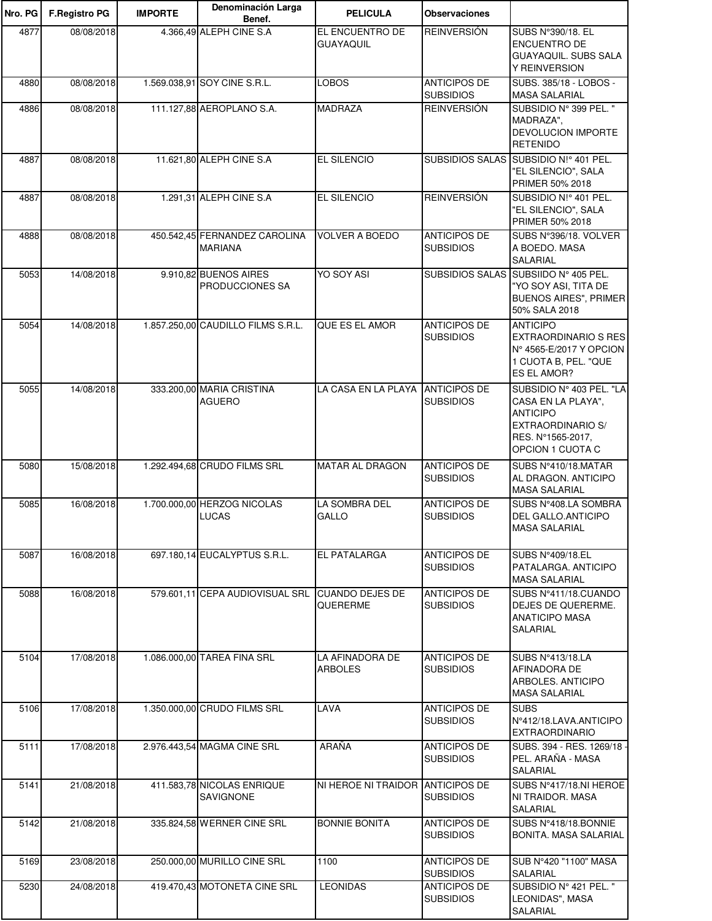| Nro. PG | F.Registro PG | IMPORTE | Denominación Larga Benef. | PELICULA | Observaciones | |
|---|---|---|---|---|---|---|
| 4877 | 08/08/2018 | 4.366,49 | ALEPH CINE S.A | EL ENCUENTRO DE GUAYAQUIL | REINVERSIÓN | SUBS N°390/18. EL ENCUENTRO DE GUAYAQUIL. SUBS SALA Y REINVERSION |
| 4880 | 08/08/2018 | 1.569.038,91 | SOY CINE S.R.L. | LOBOS | ANTICIPOS DE SUBSIDIOS | SUBS. 385/18 - LOBOS - MASA SALARIAL |
| 4886 | 08/08/2018 | 111.127,88 | AEROPLANO S.A. | MADRAZA | REINVERSIÓN | SUBSIDIO N° 399 PEL. " MADRAZA", DEVOLUCION IMPORTE RETENIDO |
| 4887 | 08/08/2018 | 11.621,80 | ALEPH CINE S.A | EL SILENCIO | SUBSIDIOS SALAS | SUBSIDIO N!° 401 PEL. "EL SILENCIO", SALA PRIMER 50% 2018 |
| 4887 | 08/08/2018 | 1.291,31 | ALEPH CINE S.A | EL SILENCIO | REINVERSIÓN | SUBSIDIO N!° 401 PEL. "EL SILENCIO", SALA PRIMER 50% 2018 |
| 4888 | 08/08/2018 | 450.542,45 | FERNANDEZ CAROLINA MARIANA | VOLVER A BOEDO | ANTICIPOS DE SUBSIDIOS | SUBS N°396/18. VOLVER A BOEDO. MASA SALARIAL |
| 5053 | 14/08/2018 | 9.910,82 | BUENOS AIRES PRODUCCIONES SA | YO SOY ASI | SUBSIDIOS SALAS | SUBSIIDO N° 405 PEL. "YO SOY ASI, TITA DE BUENOS AIRES", PRIMER 50% SALA 2018 |
| 5054 | 14/08/2018 | 1.857.250,00 | CAUDILLO FILMS S.R.L. | QUE ES EL AMOR | ANTICIPOS DE SUBSIDIOS | ANTICIPO EXTRAORDINARIO S RES N° 4565-E/2017 Y OPCION 1 CUOTA B, PEL. "QUE ES EL AMOR? |
| 5055 | 14/08/2018 | 333.200,00 | MARIA CRISTINA AGUERO | LA CASA EN LA PLAYA | ANTICIPOS DE SUBSIDIOS | SUBSIDIO N° 403 PEL. "LA CASA EN LA PLAYA", ANTICIPO EXTRAORDINARIO S/ RES. N°1565-2017, OPCION 1 CUOTA C |
| 5080 | 15/08/2018 | 1.292.494,68 | CRUDO FILMS SRL | MATAR AL DRAGON | ANTICIPOS DE SUBSIDIOS | SUBS N°410/18.MATAR AL DRAGON. ANTICIPO MASA SALARIAL |
| 5085 | 16/08/2018 | 1.700.000,00 | HERZOG NICOLAS LUCAS | LA SOMBRA DEL GALLO | ANTICIPOS DE SUBSIDIOS | SUBS N°408.LA SOMBRA DEL GALLO.ANTICIPO MASA SALARIAL |
| 5087 | 16/08/2018 | 697.180,14 | EUCALYPTUS S.R.L. | EL PATALARGA | ANTICIPOS DE SUBSIDIOS | SUBS N°409/18.EL PATALARGA. ANTICIPO MASA SALARIAL |
| 5088 | 16/08/2018 | 579.601,11 | CEPA AUDIOVISUAL SRL | CUANDO DEJES DE QUERERME | ANTICIPOS DE SUBSIDIOS | SUBS N°411/18.CUANDO DEJES DE QUERERME. ANATICIPO MASA SALARIAL |
| 5104 | 17/08/2018 | 1.086.000,00 | TAREA FINA SRL | LA AFINADORA DE ARBOLES | ANTICIPOS DE SUBSIDIOS | SUBS N°413/18.LA AFINADORA DE ARBOLES. ANTICIPO MASA SALARIAL |
| 5106 | 17/08/2018 | 1.350.000,00 | CRUDO FILMS SRL | LAVA | ANTICIPOS DE SUBSIDIOS | SUBS N°412/18.LAVA.ANTICIPO EXTRAORDINARIO |
| 5111 | 17/08/2018 | 2.976.443,54 | MAGMA CINE SRL | ARAÑA | ANTICIPOS DE SUBSIDIOS | SUBS. 394 - RES. 1269/18 - PEL. ARAÑA - MASA SALARIAL |
| 5141 | 21/08/2018 | 411.583,78 | NICOLAS ENRIQUE SAVIGNONE | NI HEROE NI TRAIDOR | ANTICIPOS DE SUBSIDIOS | SUBS N°417/18.NI HEROE NI TRAIDOR. MASA SALARIAL |
| 5142 | 21/08/2018 | 335.824,58 | WERNER CINE SRL | BONNIE BONITA | ANTICIPOS DE SUBSIDIOS | SUBS N°418/18.BONNIE BONITA. MASA SALARIAL |
| 5169 | 23/08/2018 | 250.000,00 | MURILLO CINE SRL | 1100 | ANTICIPOS DE SUBSIDIOS | SUB N°420 "1100" MASA SALARIAL |
| 5230 | 24/08/2018 | 419.470,43 | MOTONETA CINE SRL | LEONIDAS | ANTICIPOS DE SUBSIDIOS | SUBSIDIO N° 421 PEL. " LEONIDAS", MASA SALARIAL |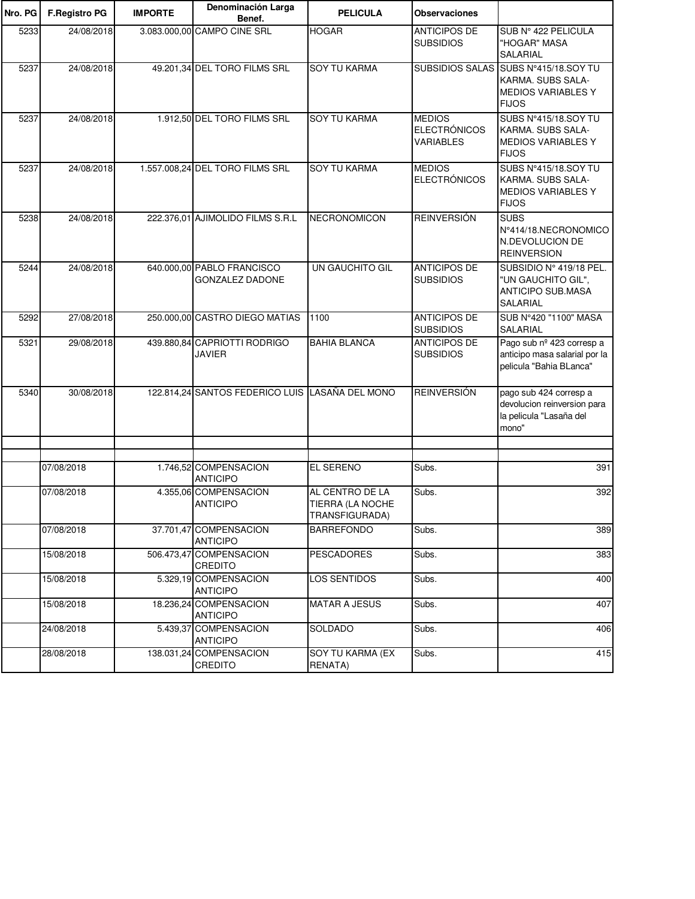| Nro. PG | F.Registro PG | IMPORTE | Denominación Larga Benef. | PELICULA | Observaciones | |
|---|---|---|---|---|---|---|
| 5233 | 24/08/2018 | 3.083.000,00 | CAMPO CINE SRL | HOGAR | ANTICIPOS DE SUBSIDIOS | SUB N° 422 PELICULA "HOGAR" MASA SALARIAL |
| 5237 | 24/08/2018 | 49.201,34 | DEL TORO FILMS SRL | SOY TU KARMA | SUBSIDIOS SALAS | SUBS N°415/18.SOY TU KARMA. SUBS SALA-MEDIOS VARIABLES Y FIJOS |
| 5237 | 24/08/2018 | 1.912,50 | DEL TORO FILMS SRL | SOY TU KARMA | MEDIOS ELECTRÓNICOS VARIABLES | SUBS N°415/18.SOY TU KARMA. SUBS SALA-MEDIOS VARIABLES Y FIJOS |
| 5237 | 24/08/2018 | 1.557.008,24 | DEL TORO FILMS SRL | SOY TU KARMA | MEDIOS ELECTRÓNICOS | SUBS N°415/18.SOY TU KARMA. SUBS SALA-MEDIOS VARIABLES Y FIJOS |
| 5238 | 24/08/2018 | 222.376,01 | AJIMOLIDO FILMS S.R.L | NECRONOMICON | REINVERSIÓN | SUBS N°414/18.NECRONOMICON.DEVOLUCION DE REINVERSION |
| 5244 | 24/08/2018 | 640.000,00 | PABLO FRANCISCO GONZALEZ DADONE | UN GAUCHITO GIL | ANTICIPOS DE SUBSIDIOS | SUBSIDIO N° 419/18 PEL. "UN GAUCHITO GIL", ANTICIPO SUB.MASA SALARIAL |
| 5292 | 27/08/2018 | 250.000,00 | CASTRO DIEGO MATIAS | 1100 | ANTICIPOS DE SUBSIDIOS | SUB N°420 "1100" MASA SALARIAL |
| 5321 | 29/08/2018 | 439.880,84 | CAPRIOTTI RODRIGO JAVIER | BAHIA BLANCA | ANTICIPOS DE SUBSIDIOS | Pago sub nº 423 corresp a anticipo masa salarial por la pelicula "Bahia BLanca" |
| 5340 | 30/08/2018 | 122.814,24 | SANTOS FEDERICO LUIS | LASAÑA DEL MONO | REINVERSIÓN | pago sub 424 corresp a devolucion reinversion para la pelicula "Lasaña del mono" |
| | | | | | | |
| | | | | | | |
| | 07/08/2018 | 1.746,52 | COMPENSACION ANTICIPO | EL SERENO | Subs. | 391 |
| | 07/08/2018 | 4.355,06 | COMPENSACION ANTICIPO | AL CENTRO DE LA TIERRA (LA NOCHE TRANSFIGURADA) | Subs. | 392 |
| | 07/08/2018 | 37.701,47 | COMPENSACION ANTICIPO | BARREFONDO | Subs. | 389 |
| | 15/08/2018 | 506.473,47 | COMPENSACION CREDITO | PESCADORES | Subs. | 383 |
| | 15/08/2018 | 5.329,19 | COMPENSACION ANTICIPO | LOS SENTIDOS | Subs. | 400 |
| | 15/08/2018 | 18.236,24 | COMPENSACION ANTICIPO | MATAR A JESUS | Subs. | 407 |
| | 24/08/2018 | 5.439,37 | COMPENSACION ANTICIPO | SOLDADO | Subs. | 406 |
| | 28/08/2018 | 138.031,24 | COMPENSACION CREDITO | SOY TU KARMA (EX RENATA) | Subs. | 415 |